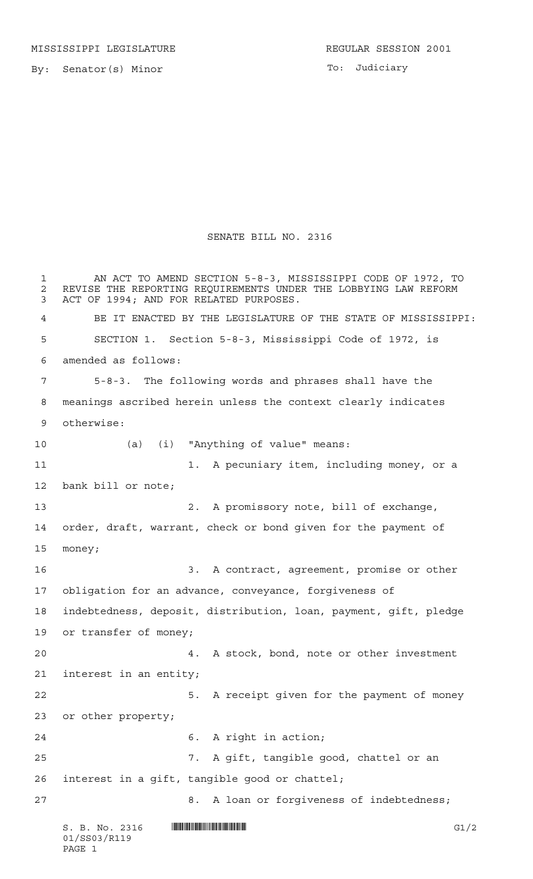MISSISSIPPI LEGISLATURE REGULAR SESSION 2001

By: Senator(s) Minor

To: Judiciary

# SENATE BILL NO. 2316

AN ACT TO AMEND SECTION 5-8-3, MISSISSIPPI CODE OF 1972, TO REVISE THE REPORTING REQUIREMENTS UNDER THE LOBBYING LAW REFORM ACT OF 1994; AND FOR RELATED PURPOSES.

BE IT ENACTED BY THE LEGISLATURE OF THE STATE OF MISSISSIPPI:

SECTION 1. Section 5-8-3, Mississippi Code of 1972, is amended as follows:

5-8-3. The following words and phrases shall have the meanings ascribed herein unless the context clearly indicates otherwise:

(a) (i) "Anything of value" means:

1. A pecuniary item, including money, or a bank bill or note;

2. A promissory note, bill of exchange, order, draft, warrant, check or bond given for the payment of money;

3. A contract, agreement, promise or other obligation for an advance, conveyance, forgiveness of indebtedness, deposit, distribution, loan, payment, gift, pledge or transfer of money;

4. A stock, bond, note or other investment interest in an entity;

5. A receipt given for the payment of money or other property;

6. A right in action;

7. A gift, tangible good, chattel or an interest in a gift, tangible good or chattel;

8. A loan or forgiveness of indebtedness;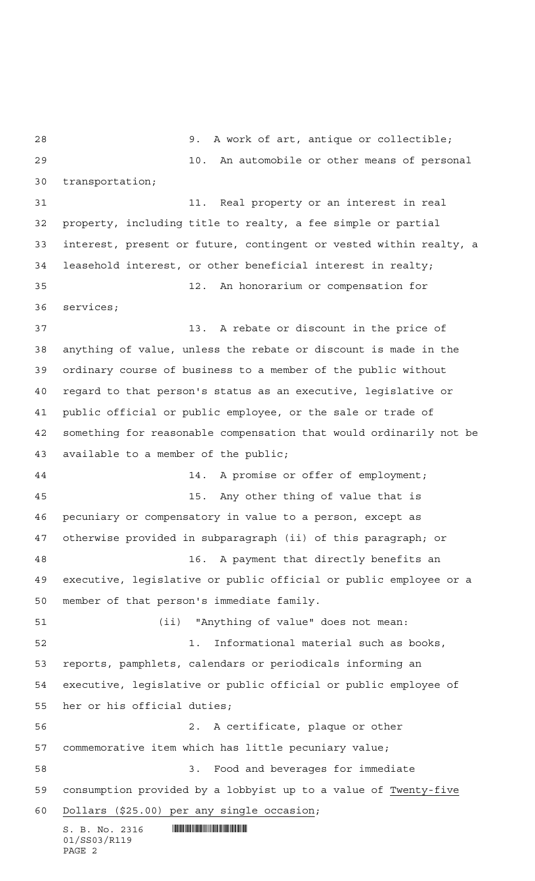9. A work of art, antique or collectible;

10. An automobile or other means of personal transportation;

11. Real property or an interest in real property, including title to realty, a fee simple or partial interest, present or future, contingent or vested within realty, a leasehold interest, or other beneficial interest in realty;

12. An honorarium or compensation for services;

13. A rebate or discount in the price of anything of value, unless the rebate or discount is made in the ordinary course of business to a member of the public without regard to that person's status as an executive, legislative or public official or public employee, or the sale or trade of something for reasonable compensation that would ordinarily not be available to a member of the public;

14. A promise or offer of employment;

15. Any other thing of value that is pecuniary or compensatory in value to a person, except as otherwise provided in subparagraph (ii) of this paragraph; or

16. A payment that directly benefits an executive, legislative or public official or public employee or a member of that person's immediate family.

(ii) "Anything of value" does not mean:

1. Informational material such as books, reports, pamphlets, calendars or periodicals informing an executive, legislative or public official or public employee of her or his official duties;

2. A certificate, plaque or other commemorative item which has little pecuniary value;

3. Food and beverages for immediate consumption provided by a lobbyist up to a value of Twenty-five Dollars ($25.00) per any single occasion;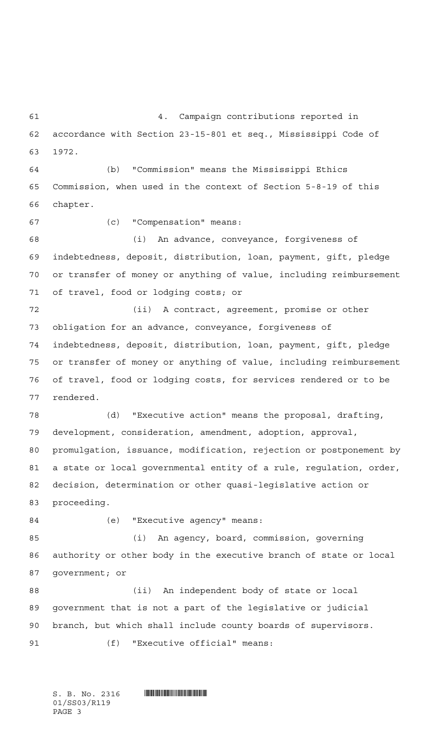4. Campaign contributions reported in accordance with Section 23-15-801 et seq., Mississippi Code of 1972.

(b) "Commission" means the Mississippi Ethics Commission, when used in the context of Section 5-8-19 of this chapter.

(c) "Compensation" means:

(i) An advance, conveyance, forgiveness of indebtedness, deposit, distribution, loan, payment, gift, pledge or transfer of money or anything of value, including reimbursement of travel, food or lodging costs; or

(ii) A contract, agreement, promise or other obligation for an advance, conveyance, forgiveness of indebtedness, deposit, distribution, loan, payment, gift, pledge or transfer of money or anything of value, including reimbursement of travel, food or lodging costs, for services rendered or to be rendered.

(d) "Executive action" means the proposal, drafting, development, consideration, amendment, adoption, approval, promulgation, issuance, modification, rejection or postponement by a state or local governmental entity of a rule, regulation, order, decision, determination or other quasi-legislative action or proceeding.

(e) "Executive agency" means:

(i) An agency, board, commission, governing authority or other body in the executive branch of state or local government; or

(ii) An independent body of state or local government that is not a part of the legislative or judicial branch, but which shall include county boards of supervisors.

(f) "Executive official" means: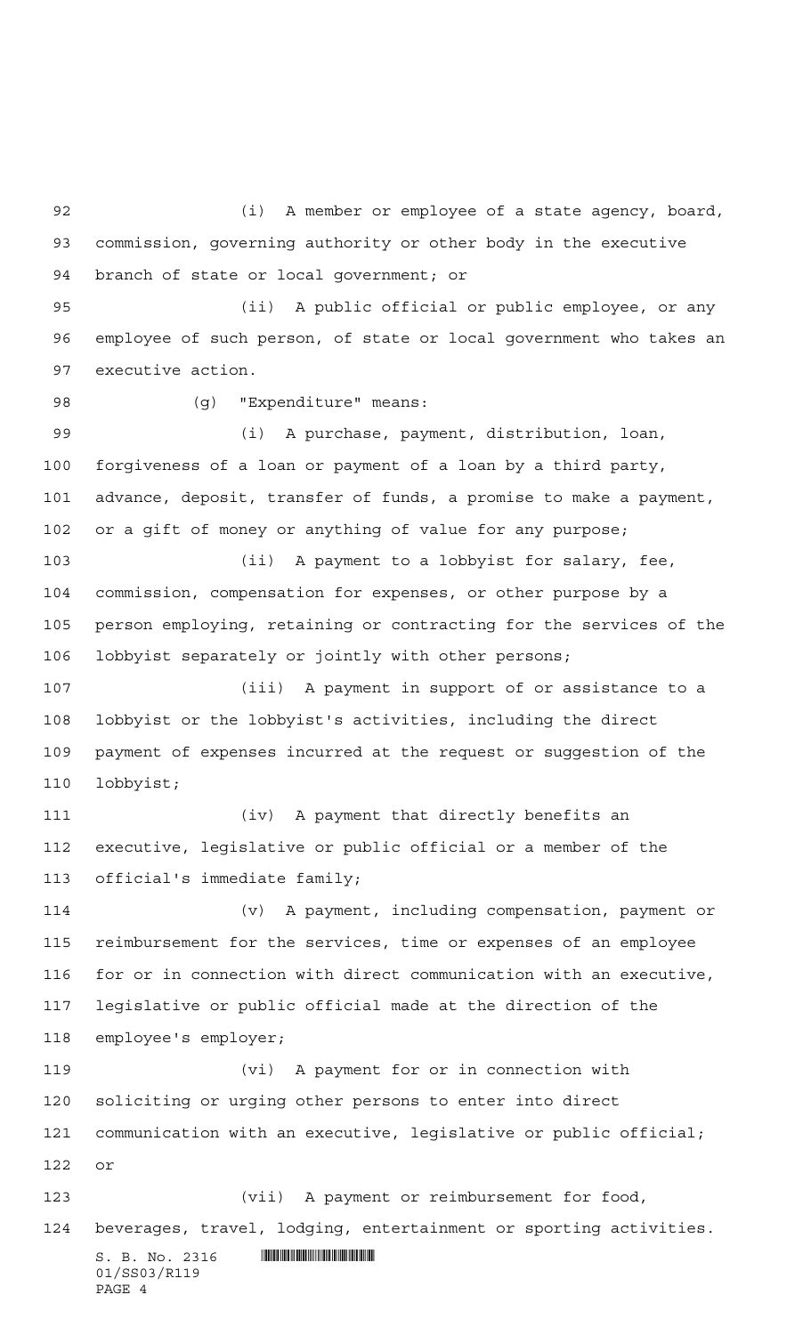(i) A member or employee of a state agency, board, commission, governing authority or other body in the executive branch of state or local government; or

(ii) A public official or public employee, or any employee of such person, of state or local government who takes an executive action.

(g) "Expenditure" means:

(i) A purchase, payment, distribution, loan, forgiveness of a loan or payment of a loan by a third party, advance, deposit, transfer of funds, a promise to make a payment, or a gift of money or anything of value for any purpose;

(ii) A payment to a lobbyist for salary, fee, commission, compensation for expenses, or other purpose by a person employing, retaining or contracting for the services of the lobbyist separately or jointly with other persons;

(iii) A payment in support of or assistance to a lobbyist or the lobbyist's activities, including the direct payment of expenses incurred at the request or suggestion of the lobbyist;

(iv) A payment that directly benefits an executive, legislative or public official or a member of the official's immediate family;

(v) A payment, including compensation, payment or reimbursement for the services, time or expenses of an employee for or in connection with direct communication with an executive, legislative or public official made at the direction of the employee's employer;

(vi) A payment for or in connection with soliciting or urging other persons to enter into direct communication with an executive, legislative or public official; or

(vii) A payment or reimbursement for food, beverages, travel, lodging, entertainment or sporting activities.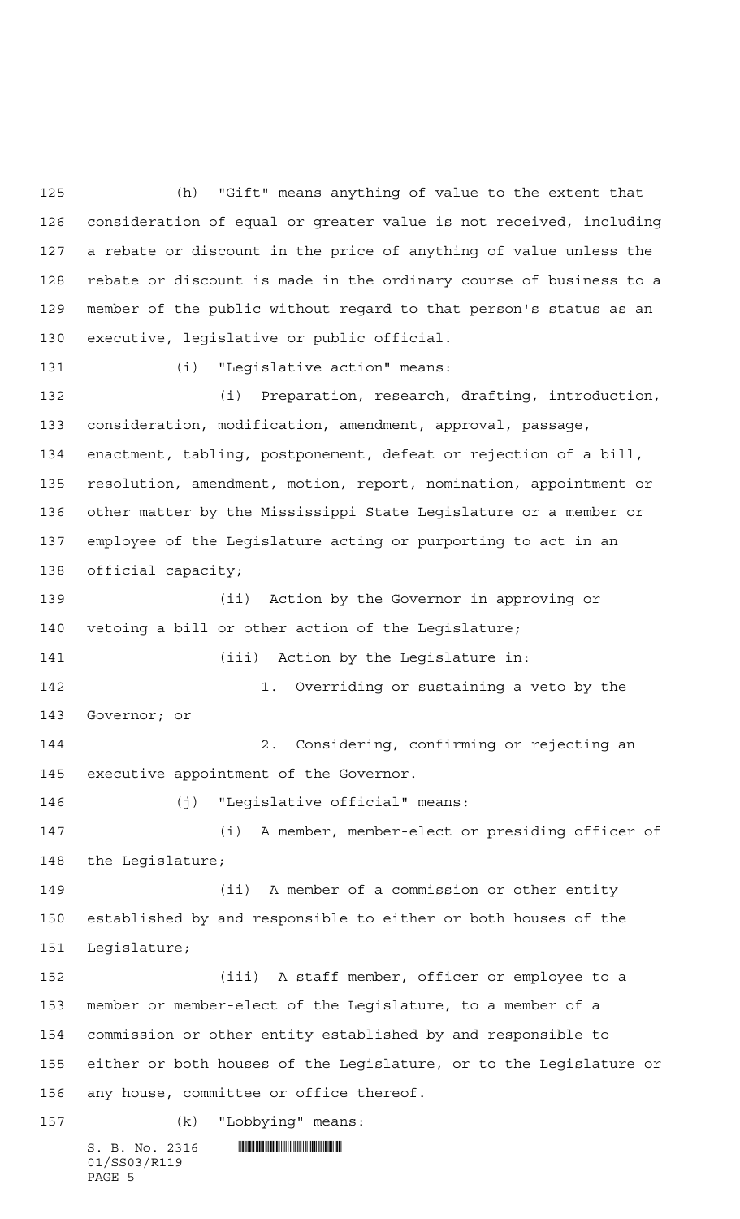(h) "Gift" means anything of value to the extent that consideration of equal or greater value is not received, including a rebate or discount in the price of anything of value unless the rebate or discount is made in the ordinary course of business to a member of the public without regard to that person's status as an executive, legislative or public official.

(i) "Legislative action" means:

(i) Preparation, research, drafting, introduction, consideration, modification, amendment, approval, passage, enactment, tabling, postponement, defeat or rejection of a bill, resolution, amendment, motion, report, nomination, appointment or other matter by the Mississippi State Legislature or a member or employee of the Legislature acting or purporting to act in an official capacity;

(ii) Action by the Governor in approving or vetoing a bill or other action of the Legislature;

(iii) Action by the Legislature in:

1. Overriding or sustaining a veto by the Governor; or

2. Considering, confirming or rejecting an executive appointment of the Governor.

(j) "Legislative official" means:

(i) A member, member-elect or presiding officer of the Legislature;

(ii) A member of a commission or other entity established by and responsible to either or both houses of the Legislature;

(iii) A staff member, officer or employee to a member or member-elect of the Legislature, to a member of a commission or other entity established by and responsible to either or both houses of the Legislature, or to the Legislature or any house, committee or office thereof.

(k) "Lobbying" means: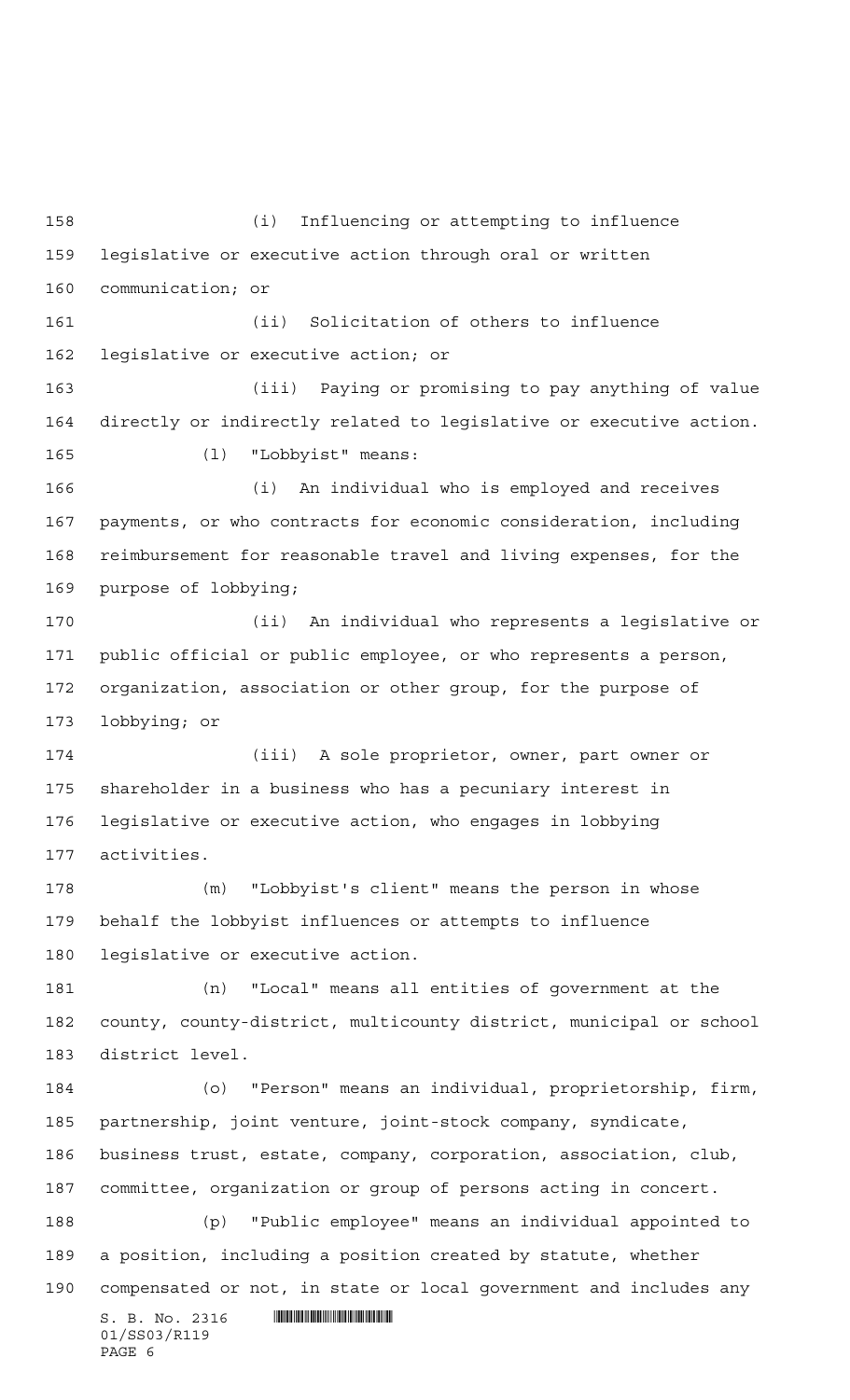(i) Influencing or attempting to influence legislative or executive action through oral or written communication; or

(ii) Solicitation of others to influence legislative or executive action; or

(iii) Paying or promising to pay anything of value directly or indirectly related to legislative or executive action.

(l) "Lobbyist" means:

(i) An individual who is employed and receives payments, or who contracts for economic consideration, including reimbursement for reasonable travel and living expenses, for the purpose of lobbying;

(ii) An individual who represents a legislative or public official or public employee, or who represents a person, organization, association or other group, for the purpose of lobbying; or

(iii) A sole proprietor, owner, part owner or shareholder in a business who has a pecuniary interest in legislative or executive action, who engages in lobbying activities.

(m) "Lobbyist's client" means the person in whose behalf the lobbyist influences or attempts to influence legislative or executive action.

(n) "Local" means all entities of government at the county, county-district, multicounty district, municipal or school district level.

(o) "Person" means an individual, proprietorship, firm, partnership, joint venture, joint-stock company, syndicate, business trust, estate, company, corporation, association, club, committee, organization or group of persons acting in concert.

(p) "Public employee" means an individual appointed to a position, including a position created by statute, whether compensated or not, in state or local government and includes any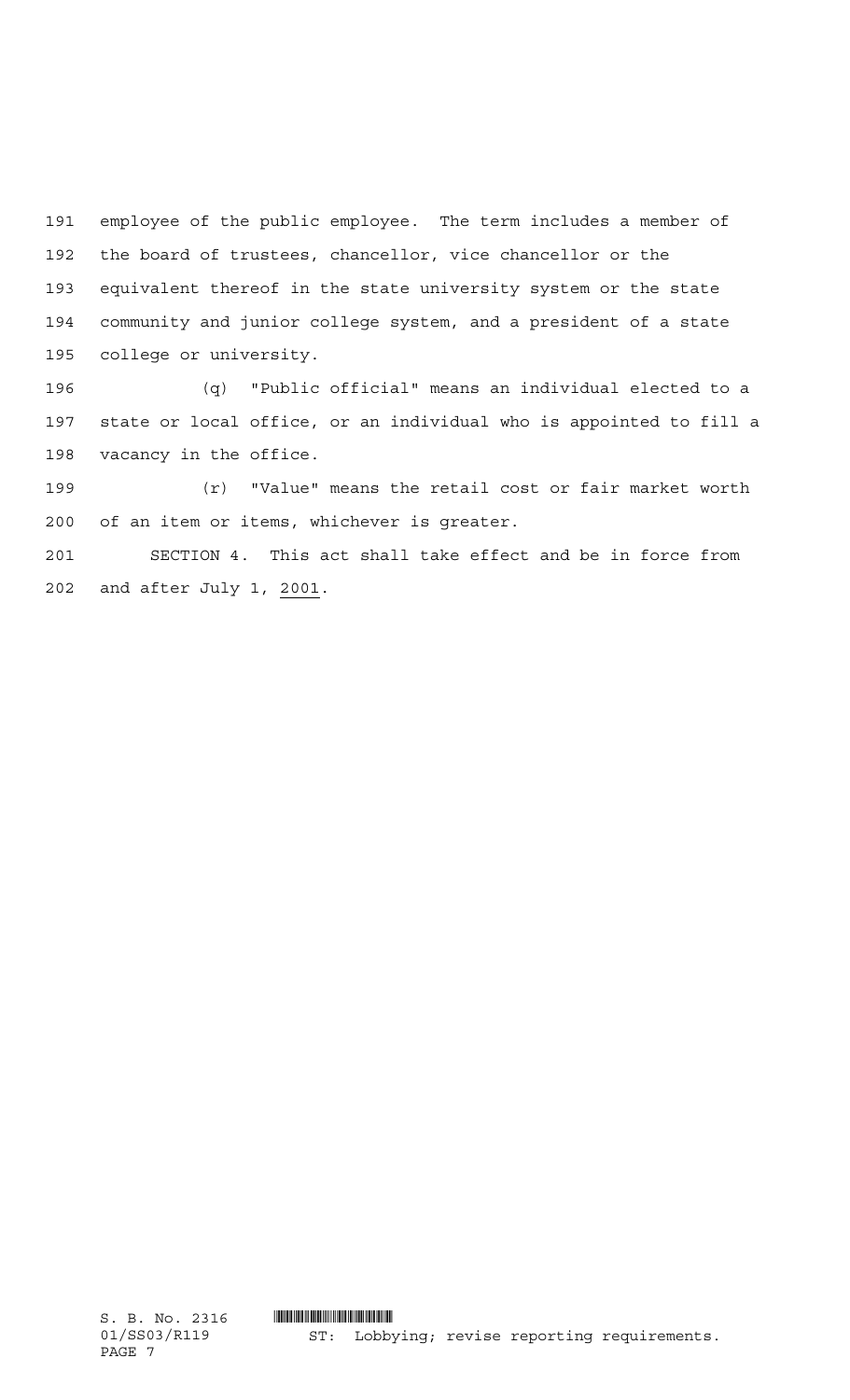employee of the public employee. The term includes a member of the board of trustees, chancellor, vice chancellor or the equivalent thereof in the state university system or the state community and junior college system, and a president of a state college or university.

(q) "Public official" means an individual elected to a state or local office, or an individual who is appointed to fill a vacancy in the office.

(r) "Value" means the retail cost or fair market worth of an item or items, whichever is greater.

SECTION 4. This act shall take effect and be in force from and after July 1, 2001.